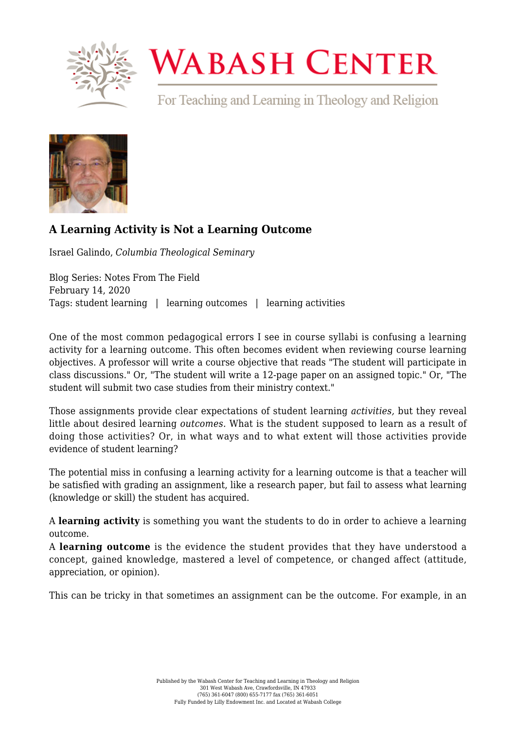# A Learning Activity is Not a Learning Outcome

Israel Galindo, *Columbia Theological Seminary*

Blog Series: Notes From The Field
February 14, 2020
Tags: student learning | learning outcomes | learning activities

One of the most common pedagogical errors I see in course syllabi is confusing a learning activity for a learning outcome. This often becomes evident when reviewing course learning objectives. A professor will write a course objective that reads "The student will participate in class discussions." Or, "The student will write a 12-page paper on an assigned topic." Or, "The student will submit two case studies from their ministry context."

Those assignments provide clear expectations of student learning *activities,* but they reveal little about desired learning *outcomes.* What is the student supposed to learn as a result of doing those activities? Or, in what ways and to what extent will those activities provide evidence of student learning?

The potential miss in confusing a learning activity for a learning outcome is that a teacher will be satisfied with grading an assignment, like a research paper, but fail to assess what learning (knowledge or skill) the student has acquired.

A **learning activity** is something you want the students to do in order to achieve a learning outcome.
A **learning outcome** is the evidence the student provides that they have understood a concept, gained knowledge, mastered a level of competence, or changed affect (attitude, appreciation, or opinion).

This can be tricky in that sometimes an assignment can be the outcome. For example, in an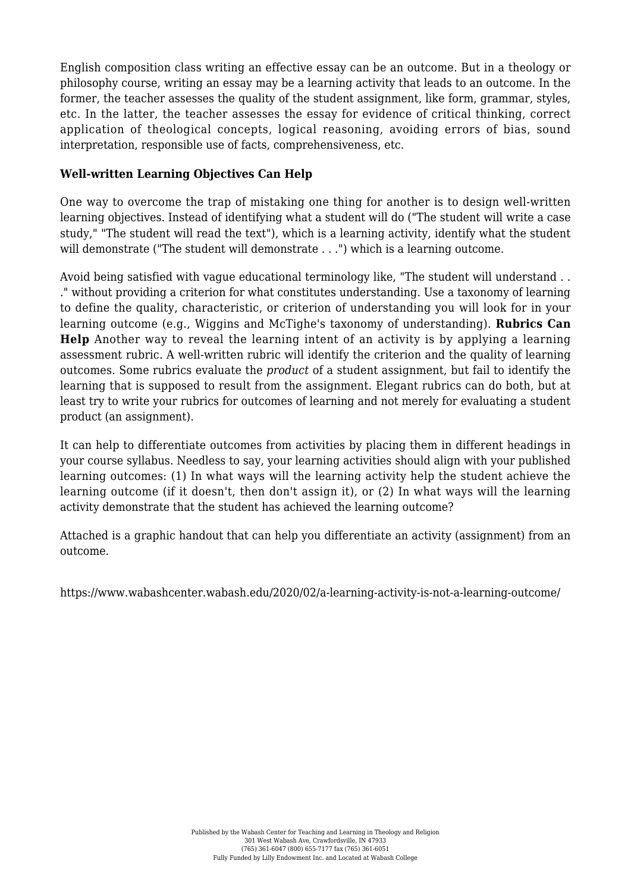English composition class writing an effective essay can be an outcome. But in a theology or philosophy course, writing an essay may be a learning activity that leads to an outcome. In the former, the teacher assesses the quality of the student assignment, like form, grammar, styles, etc. In the latter, the teacher assesses the essay for evidence of critical thinking, correct application of theological concepts, logical reasoning, avoiding errors of bias, sound interpretation, responsible use of facts, comprehensiveness, etc.

**Well-written Learning Objectives Can Help**

One way to overcome the trap of mistaking one thing for another is to design well-written learning objectives. Instead of identifying what a student will do ("The student will write a case study," "The student will read the text"), which is a learning activity, identify what the student will demonstrate ("The student will demonstrate . . .") which is a learning outcome.

Avoid being satisfied with vague educational terminology like, "The student will understand . . ." without providing a criterion for what constitutes understanding. Use a taxonomy of learning to define the quality, characteristic, or criterion of understanding you will look for in your learning outcome (e.g., Wiggins and McTighe's taxonomy of understanding). **Rubrics Can Help** Another way to reveal the learning intent of an activity is by applying a learning assessment rubric. A well-written rubric will identify the criterion and the quality of learning outcomes. Some rubrics evaluate the *product* of a student assignment, but fail to identify the learning that is supposed to result from the assignment. Elegant rubrics can do both, but at least try to write your rubrics for outcomes of learning and not merely for evaluating a student product (an assignment).

It can help to differentiate outcomes from activities by placing them in different headings in your course syllabus. Needless to say, your learning activities should align with your published learning outcomes: (1) In what ways will the learning activity help the student achieve the learning outcome (if it doesn't, then don't assign it), or (2) In what ways will the learning activity demonstrate that the student has achieved the learning outcome?

Attached is a graphic handout that can help you differentiate an activity (assignment) from an outcome.

https://www.wabashcenter.wabash.edu/2020/02/a-learning-activity-is-not-a-learning-outcome/